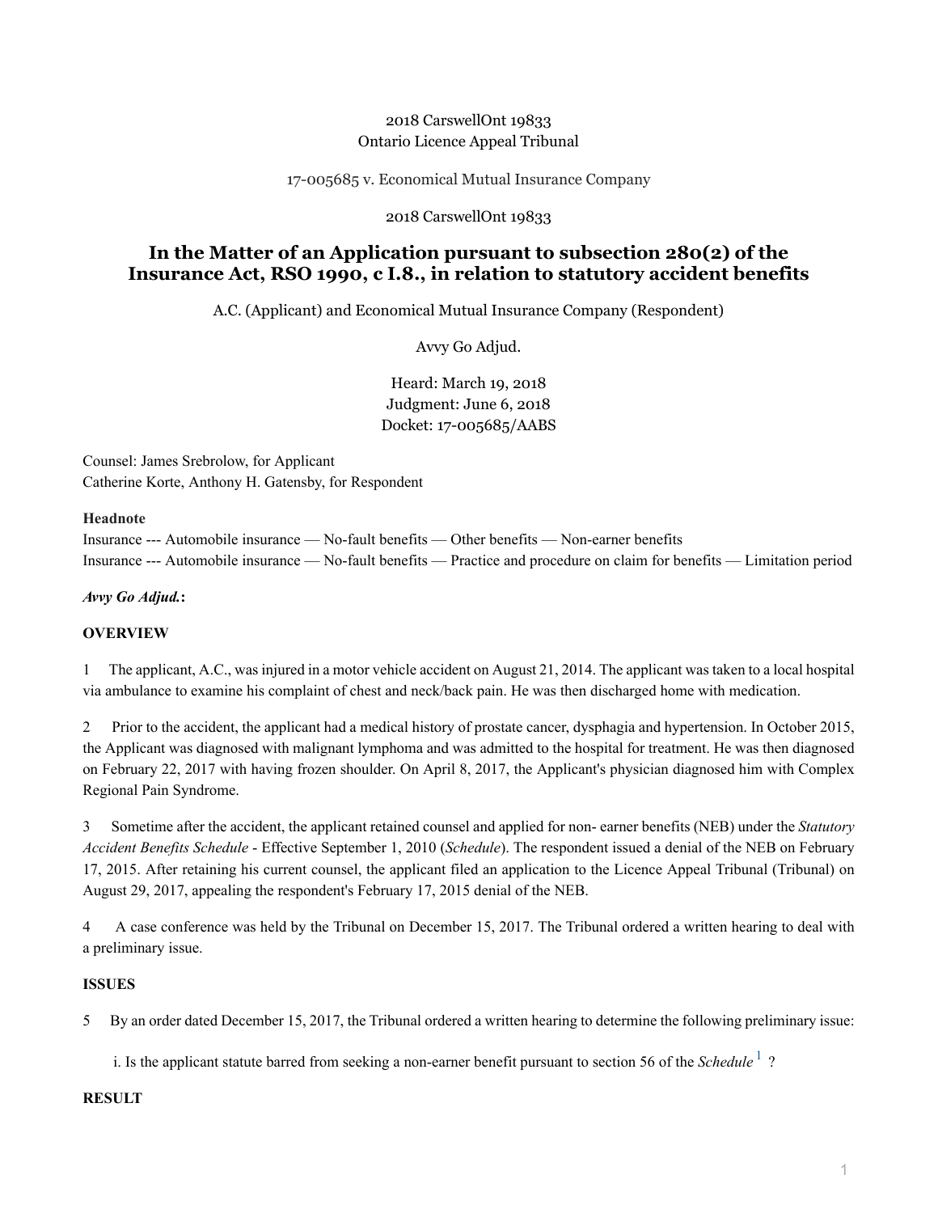2018 CarswellOnt 19833
Ontario Licence Appeal Tribunal

17-005685 v. Economical Mutual Insurance Company

2018 CarswellOnt 19833

# In the Matter of an Application pursuant to subsection 280(2) of the Insurance Act, RSO 1990, c I.8., in relation to statutory accident benefits

A.C. (Applicant) and Economical Mutual Insurance Company (Respondent)

Avvy Go Adjud.

Heard: March 19, 2018
Judgment: June 6, 2018
Docket: 17-005685/AABS

Counsel: James Srebrolow, for Applicant
Catherine Korte, Anthony H. Gatensby, for Respondent

**Headnote**

Insurance --- Automobile insurance — No-fault benefits — Other benefits — Non-earner benefits

Insurance --- Automobile insurance — No-fault benefits — Practice and procedure on claim for benefits — Limitation period

***Avvy Go Adjud.*:**

**OVERVIEW**

1 The applicant, A.C., was injured in a motor vehicle accident on August 21, 2014. The applicant was taken to a local hospital via ambulance to examine his complaint of chest and neck/back pain. He was then discharged home with medication.

2 Prior to the accident, the applicant had a medical history of prostate cancer, dysphagia and hypertension. In October 2015, the Applicant was diagnosed with malignant lymphoma and was admitted to the hospital for treatment. He was then diagnosed on February 22, 2017 with having frozen shoulder. On April 8, 2017, the Applicant's physician diagnosed him with Complex Regional Pain Syndrome.

3 Sometime after the accident, the applicant retained counsel and applied for non- earner benefits (NEB) under the *Statutory Accident Benefits Schedule* - Effective September 1, 2010 (*Schedule*). The respondent issued a denial of the NEB on February 17, 2015. After retaining his current counsel, the applicant filed an application to the Licence Appeal Tribunal (Tribunal) on August 29, 2017, appealing the respondent's February 17, 2015 denial of the NEB.

4 A case conference was held by the Tribunal on December 15, 2017. The Tribunal ordered a written hearing to deal with a preliminary issue.

**ISSUES**

5 By an order dated December 15, 2017, the Tribunal ordered a written hearing to determine the following preliminary issue:

i. Is the applicant statute barred from seeking a non-earner benefit pursuant to section 56 of the *Schedule* [1] ?

**RESULT**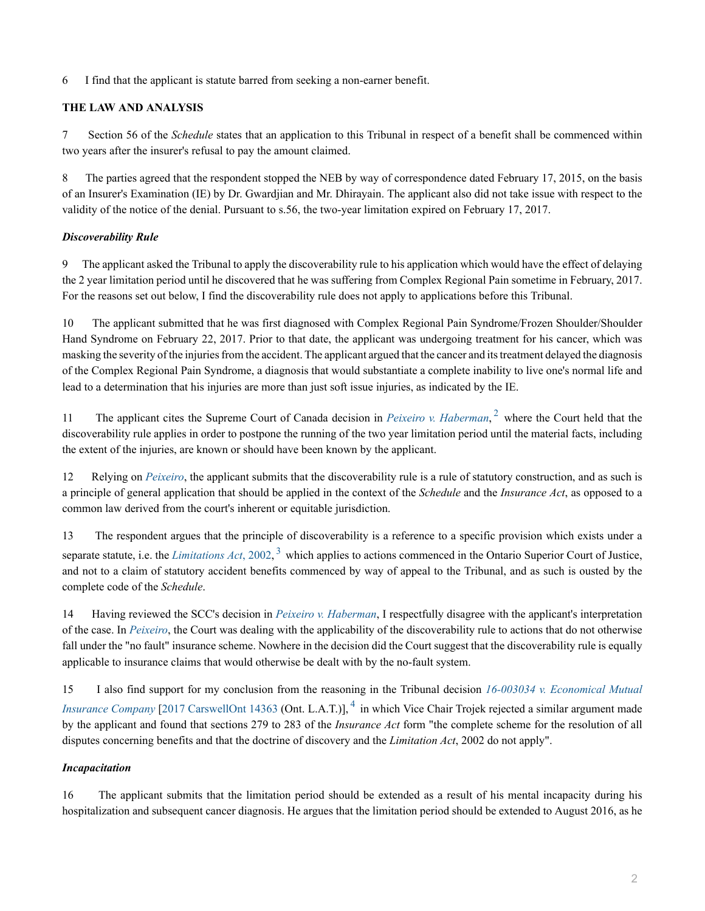6 I find that the applicant is statute barred from seeking a non-earner benefit.

**THE LAW AND ANALYSIS**

7 Section 56 of the *Schedule* states that an application to this Tribunal in respect of a benefit shall be commenced within two years after the insurer's refusal to pay the amount claimed.

8 The parties agreed that the respondent stopped the NEB by way of correspondence dated February 17, 2015, on the basis of an Insurer's Examination (IE) by Dr. Gwardjian and Mr. Dhirayain. The applicant also did not take issue with respect to the validity of the notice of the denial. Pursuant to s.56, the two-year limitation expired on February 17, 2017.

***Discoverability Rule***

9 The applicant asked the Tribunal to apply the discoverability rule to his application which would have the effect of delaying the 2 year limitation period until he discovered that he was suffering from Complex Regional Pain sometime in February, 2017. For the reasons set out below, I find the discoverability rule does not apply to applications before this Tribunal.

10 The applicant submitted that he was first diagnosed with Complex Regional Pain Syndrome/Frozen Shoulder/Shoulder Hand Syndrome on February 22, 2017. Prior to that date, the applicant was undergoing treatment for his cancer, which was masking the severity of the injuries from the accident. The applicant argued that the cancer and its treatment delayed the diagnosis of the Complex Regional Pain Syndrome, a diagnosis that would substantiate a complete inability to live one's normal life and lead to a determination that his injuries are more than just soft issue injuries, as indicated by the IE.

11 The applicant cites the Supreme Court of Canada decision in *Peixeiro v. Haberman*,[2] where the Court held that the discoverability rule applies in order to postpone the running of the two year limitation period until the material facts, including the extent of the injuries, are known or should have been known by the applicant.

12 Relying on *Peixeiro*, the applicant submits that the discoverability rule is a rule of statutory construction, and as such is a principle of general application that should be applied in the context of the *Schedule* and the *Insurance Act*, as opposed to a common law derived from the court's inherent or equitable jurisdiction.

13 The respondent argues that the principle of discoverability is a reference to a specific provision which exists under a separate statute, i.e. the *Limitations Act*, 2002,[3] which applies to actions commenced in the Ontario Superior Court of Justice, and not to a claim of statutory accident benefits commenced by way of appeal to the Tribunal, and as such is ousted by the complete code of the *Schedule*.

14 Having reviewed the SCC's decision in *Peixeiro v. Haberman*, I respectfully disagree with the applicant's interpretation of the case. In *Peixeiro*, the Court was dealing with the applicability of the discoverability rule to actions that do not otherwise fall under the "no fault" insurance scheme. Nowhere in the decision did the Court suggest that the discoverability rule is equally applicable to insurance claims that would otherwise be dealt with by the no-fault system.

15 I also find support for my conclusion from the reasoning in the Tribunal decision *16-003034 v. Economical Mutual Insurance Company* [2017 CarswellOnt 14363 (Ont. L.A.T.)],[4] in which Vice Chair Trojek rejected a similar argument made by the applicant and found that sections 279 to 283 of the *Insurance Act* form "the complete scheme for the resolution of all disputes concerning benefits and that the doctrine of discovery and the *Limitation Act*, 2002 do not apply".

***Incapacitation***

16 The applicant submits that the limitation period should be extended as a result of his mental incapacity during his hospitalization and subsequent cancer diagnosis. He argues that the limitation period should be extended to August 2016, as he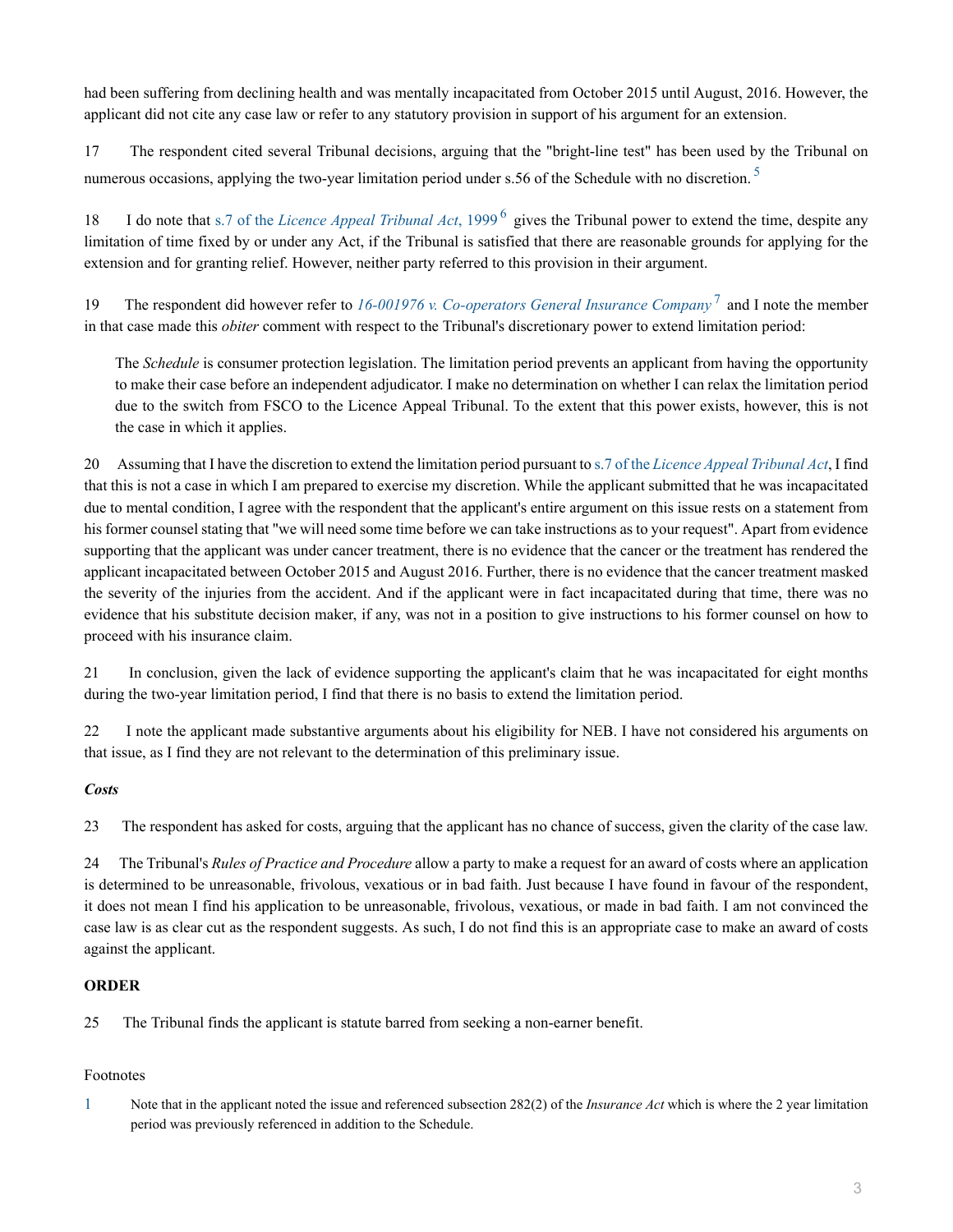had been suffering from declining health and was mentally incapacitated from October 2015 until August, 2016. However, the applicant did not cite any case law or refer to any statutory provision in support of his argument for an extension.

17 The respondent cited several Tribunal decisions, arguing that the "bright-line test" has been used by the Tribunal on numerous occasions, applying the two-year limitation period under s.56 of the Schedule with no discretion.[5]

18 I do note that s.7 of the *Licence Appeal Tribunal Act*, 1999[6] gives the Tribunal power to extend the time, despite any limitation of time fixed by or under any Act, if the Tribunal is satisfied that there are reasonable grounds for applying for the extension and for granting relief. However, neither party referred to this provision in their argument.

19 The respondent did however refer to *16-001976 v. Co-operators General Insurance Company*[7] and I note the member in that case made this *obiter* comment with respect to the Tribunal's discretionary power to extend limitation period:

> The *Schedule* is consumer protection legislation. The limitation period prevents an applicant from having the opportunity to make their case before an independent adjudicator. I make no determination on whether I can relax the limitation period due to the switch from FSCO to the Licence Appeal Tribunal. To the extent that this power exists, however, this is not the case in which it applies.

20 Assuming that I have the discretion to extend the limitation period pursuant to s.7 of the *Licence Appeal Tribunal Act*, I find that this is not a case in which I am prepared to exercise my discretion. While the applicant submitted that he was incapacitated due to mental condition, I agree with the respondent that the applicant's entire argument on this issue rests on a statement from his former counsel stating that "we will need some time before we can take instructions as to your request". Apart from evidence supporting that the applicant was under cancer treatment, there is no evidence that the cancer or the treatment has rendered the applicant incapacitated between October 2015 and August 2016. Further, there is no evidence that the cancer treatment masked the severity of the injuries from the accident. And if the applicant were in fact incapacitated during that time, there was no evidence that his substitute decision maker, if any, was not in a position to give instructions to his former counsel on how to proceed with his insurance claim.

21 In conclusion, given the lack of evidence supporting the applicant's claim that he was incapacitated for eight months during the two-year limitation period, I find that there is no basis to extend the limitation period.

22 I note the applicant made substantive arguments about his eligibility for NEB. I have not considered his arguments on that issue, as I find they are not relevant to the determination of this preliminary issue.

***Costs***

23 The respondent has asked for costs, arguing that the applicant has no chance of success, given the clarity of the case law.

24 The Tribunal's *Rules of Practice and Procedure* allow a party to make a request for an award of costs where an application is determined to be unreasonable, frivolous, vexatious or in bad faith. Just because I have found in favour of the respondent, it does not mean I find his application to be unreasonable, frivolous, vexatious, or made in bad faith. I am not convinced the case law is as clear cut as the respondent suggests. As such, I do not find this is an appropriate case to make an award of costs against the applicant.

**ORDER**

25 The Tribunal finds the applicant is statute barred from seeking a non-earner benefit.

Footnotes

1 Note that in the applicant noted the issue and referenced subsection 282(2) of the *Insurance Act* which is where the 2 year limitation period was previously referenced in addition to the Schedule.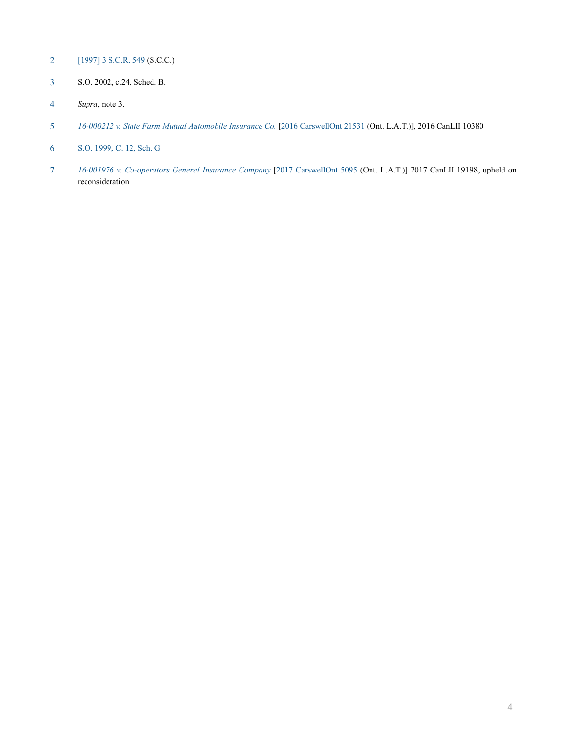2 [1997] 3 S.C.R. 549 (S.C.C.)

3 S.O. 2002, c.24, Sched. B.

4 *Supra*, note 3.

5 *16-000212 v. State Farm Mutual Automobile Insurance Co.* [2016 CarswellOnt 21531 (Ont. L.A.T.)], 2016 CanLII 10380

6 S.O. 1999, C. 12, Sch. G

7 *16-001976 v. Co-operators General Insurance Company* [2017 CarswellOnt 5095 (Ont. L.A.T.)] 2017 CanLII 19198, upheld on reconsideration